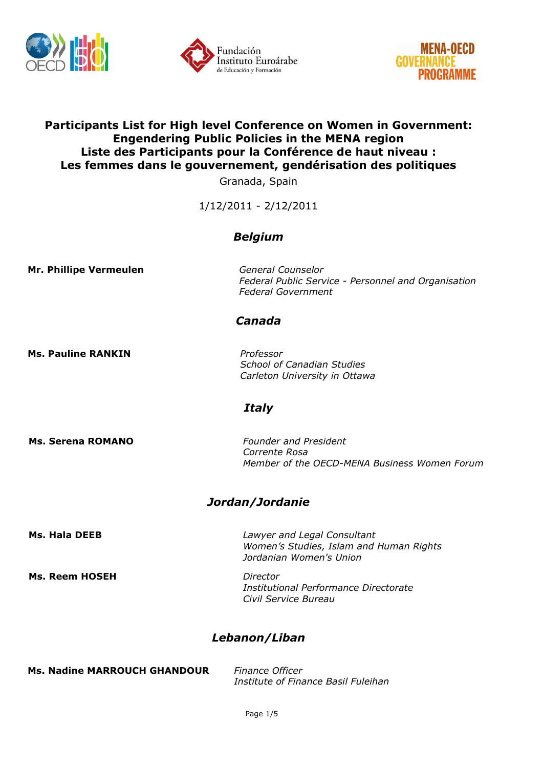# Participants List for High level Conference on Women in Government: Engendering Public Policies in the MENA region
# Liste des Participants pour la Conférence de haut niveau : Les femmes dans le gouvernement, gendérisation des politiques

Granada, Spain

1/12/2011 - 2/12/2011

## *Belgium*

**Mr. Phillipe Vermeulen**

*General Counselor*
*Federal Public Service - Personnel and Organisation*
*Federal Government*

## *Canada*

**Ms. Pauline RANKIN**

*Professor*
*School of Canadian Studies*
*Carleton University in Ottawa*

## *Italy*

**Ms. Serena ROMANO**

*Founder and President*
*Corrente Rosa*
*Member of the OECD-MENA Business Women Forum*

## *Jordan/Jordanie*

**Ms. Hala DEEB**

*Lawyer and Legal Consultant*
*Women's Studies, Islam and Human Rights*
*Jordanian Women's Union*

**Ms. Reem HOSEH**

*Director*
*Institutional Performance Directorate*
*Civil Service Bureau*

## *Lebanon/Liban*

**Ms. Nadine MARROUCH GHANDOUR**

*Finance Officer*
*Institute of Finance Basil Fuleihan*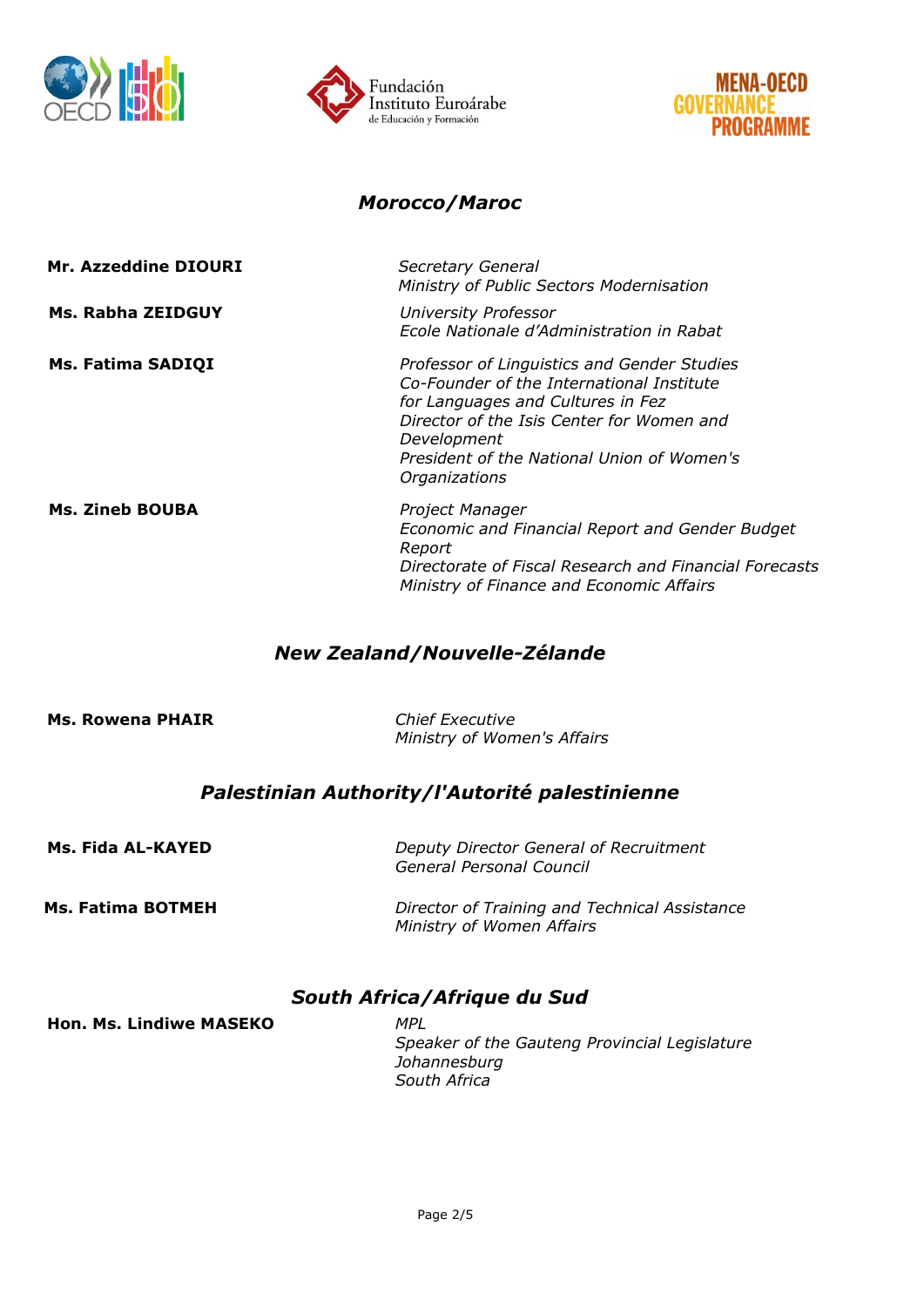## *Morocco/Maroc*

| | |
|---|---|
| **Mr. Azzeddine DIOURI** | *Secretary General*<br>*Ministry of Public Sectors Modernisation* |
| **Ms. Rabha ZEIDGUY** | *University Professor*<br>*Ecole Nationale d'Administration in Rabat* |
| **Ms. Fatima SADIQI** | *Professor of Linguistics and Gender Studies*<br>*Co-Founder of the International Institute for Languages and Cultures in Fez*<br>*Director of the Isis Center for Women and Development*<br>*President of the National Union of Women's Organizations* |
| **Ms. Zineb BOUBA** | *Project Manager*<br>*Economic and Financial Report and Gender Budget Report*<br>*Directorate of Fiscal Research and Financial Forecasts*<br>*Ministry of Finance and Economic Affairs* |

## *New Zealand/Nouvelle-Zélande*

| | |
|---|---|
| **Ms. Rowena PHAIR** | *Chief Executive*<br>*Ministry of Women's Affairs* |

## *Palestinian Authority/l'Autorité palestinienne*

| | |
|---|---|
| **Ms. Fida AL-KAYED** | *Deputy Director General of Recruitment*<br>*General Personal Council* |
| **Ms. Fatima BOTMEH** | *Director of Training and Technical Assistance*<br>*Ministry of Women Affairs* |

## *South Africa/Afrique du Sud*

| | |
|---|---|
| **Hon. Ms. Lindiwe MASEKO** | *MPL*<br>*Speaker of the Gauteng Provincial Legislature*<br>*Johannesburg*<br>*South Africa* |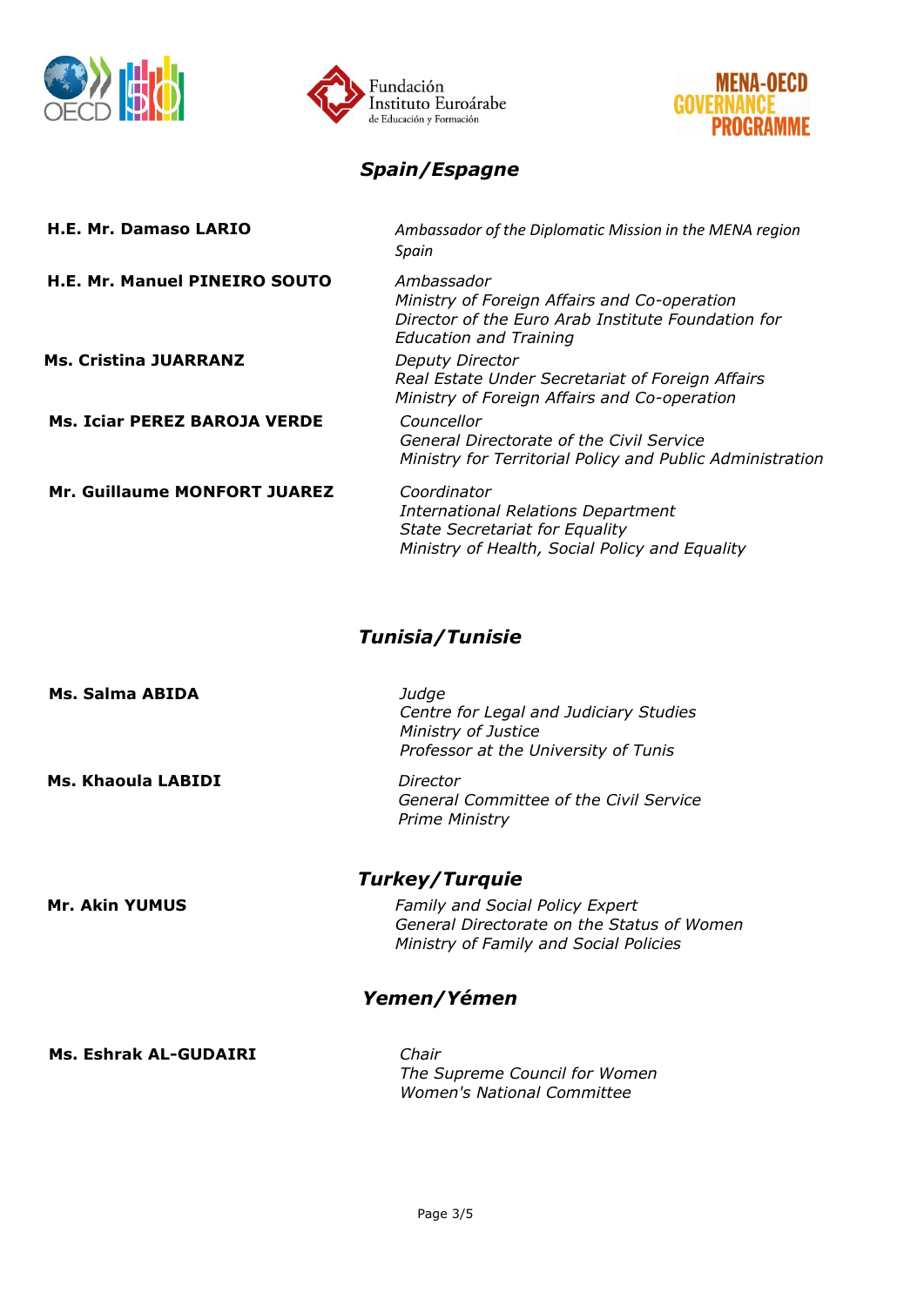## *Spain/Espagne*

**H.E. Mr. Damaso LARIO**

*Ambassador of the Diplomatic Mission in the MENA region*
*Spain*

**H.E. Mr. Manuel PINEIRO SOUTO**

*Ambassador*
*Ministry of Foreign Affairs and Co-operation*
*Director of the Euro Arab Institute Foundation for Education and Training*

**Ms. Cristina JUARRANZ**

*Deputy Director*
*Real Estate Under Secretariat of Foreign Affairs*
*Ministry of Foreign Affairs and Co-operation*

**Ms. Iciar PEREZ BAROJA VERDE**

*Councellor*
*General Directorate of the Civil Service*
*Ministry for Territorial Policy and Public Administration*

**Mr. Guillaume MONFORT JUAREZ**

*Coordinator*
*International Relations Department*
*State Secretariat for Equality*
*Ministry of Health, Social Policy and Equality*

## *Tunisia/Tunisie*

**Ms. Salma ABIDA**

*Judge*
*Centre for Legal and Judiciary Studies*
*Ministry of Justice*
*Professor at the University of Tunis*

**Ms. Khaoula LABIDI**

*Director*
*General Committee of the Civil Service*
*Prime Ministry*

## *Turkey/Turquie*

**Mr. Akin YUMUS**

*Family and Social Policy Expert*
*General Directorate on the Status of Women*
*Ministry of Family and Social Policies*

## *Yemen/Yémen*

**Ms. Eshrak AL-GUDAIRI**

*Chair*
*The Supreme Council for Women*
*Women's National Committee*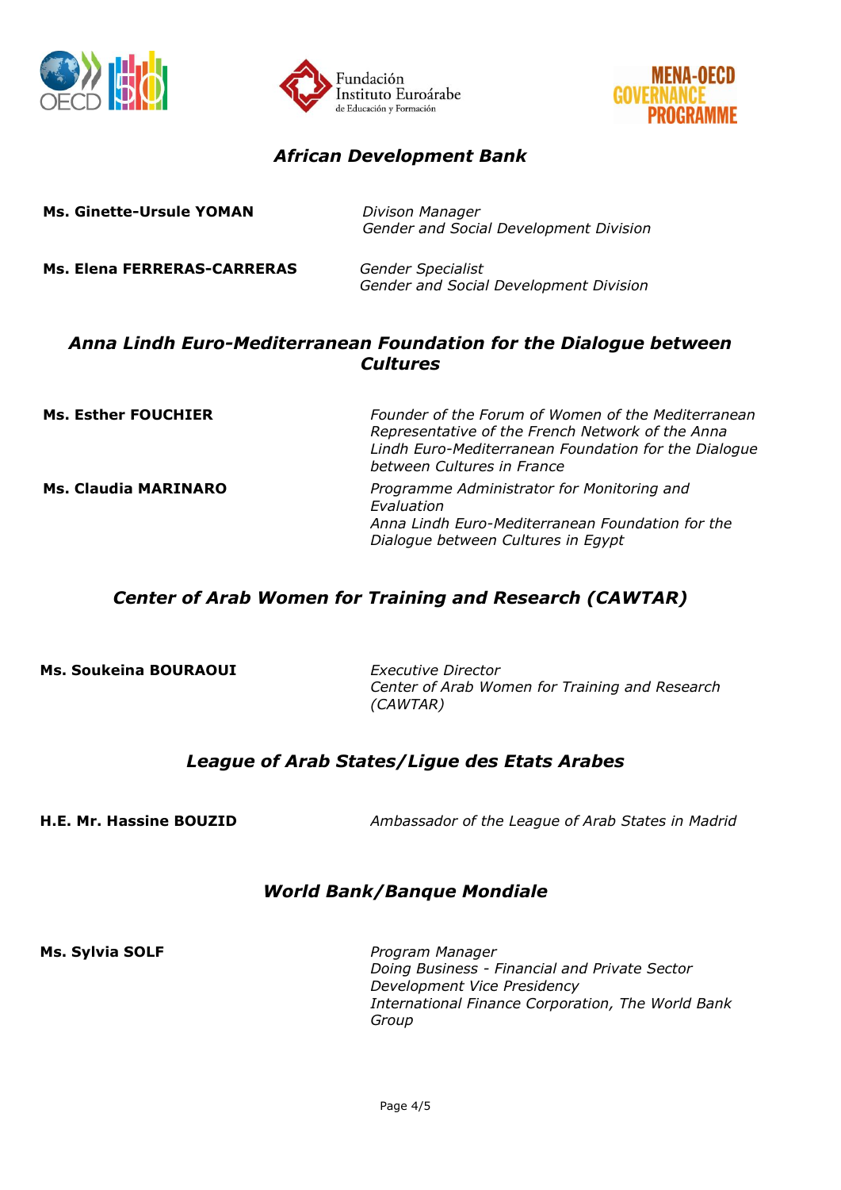## *African Development Bank*

**Ms. Ginette-Ursule YOMAN**
*Divison Manager*
*Gender and Social Development Division*

**Ms. Elena FERRERAS-CARRERAS**
*Gender Specialist*
*Gender and Social Development Division*

## *Anna Lindh Euro-Mediterranean Foundation for the Dialogue between Cultures*

**Ms. Esther FOUCHIER**
*Founder of the Forum of Women of the Mediterranean*
*Representative of the French Network of the Anna Lindh Euro-Mediterranean Foundation for the Dialogue between Cultures in France*

**Ms. Claudia MARINARO**
*Programme Administrator for Monitoring and Evaluation*
*Anna Lindh Euro-Mediterranean Foundation for the Dialogue between Cultures in Egypt*

## *Center of Arab Women for Training and Research (CAWTAR)*

**Ms. Soukeina BOURAOUI**
*Executive Director*
*Center of Arab Women for Training and Research (CAWTAR)*

## *League of Arab States/Ligue des Etats Arabes*

**H.E. Mr. Hassine BOUZID**
*Ambassador of the League of Arab States in Madrid*

## *World Bank/Banque Mondiale*

**Ms. Sylvia SOLF**
*Program Manager*
*Doing Business - Financial and Private Sector Development Vice Presidency*
*International Finance Corporation, The World Bank Group*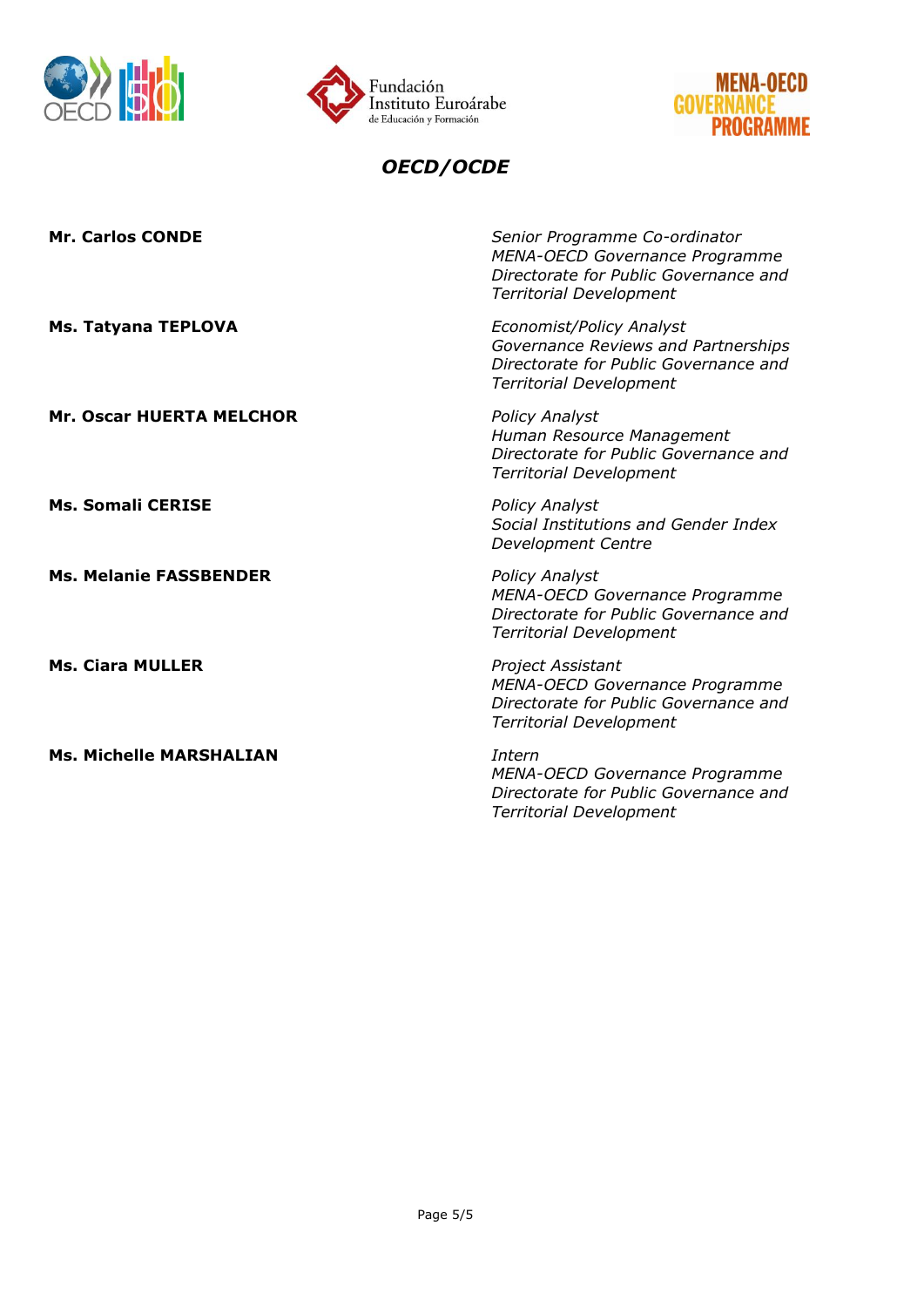## *OECD/OCDE*

| | |
|---|---|
| **Mr. Carlos CONDE** | *Senior Programme Co-ordinator*<br>*MENA-OECD Governance Programme*<br>*Directorate for Public Governance and Territorial Development* |
| **Ms. Tatyana TEPLOVA** | *Economist/Policy Analyst*<br>*Governance Reviews and Partnerships*<br>*Directorate for Public Governance and Territorial Development* |
| **Mr. Oscar HUERTA MELCHOR** | *Policy Analyst*<br>*Human Resource Management*<br>*Directorate for Public Governance and Territorial Development* |
| **Ms. Somali CERISE** | *Policy Analyst*<br>*Social Institutions and Gender Index*<br>*Development Centre* |
| **Ms. Melanie FASSBENDER** | *Policy Analyst*<br>*MENA-OECD Governance Programme*<br>*Directorate for Public Governance and Territorial Development* |
| **Ms. Ciara MULLER** | *Project Assistant*<br>*MENA-OECD Governance Programme*<br>*Directorate for Public Governance and Territorial Development* |
| **Ms. Michelle MARSHALIAN** | *Intern*<br>*MENA-OECD Governance Programme*<br>*Directorate for Public Governance and Territorial Development* |